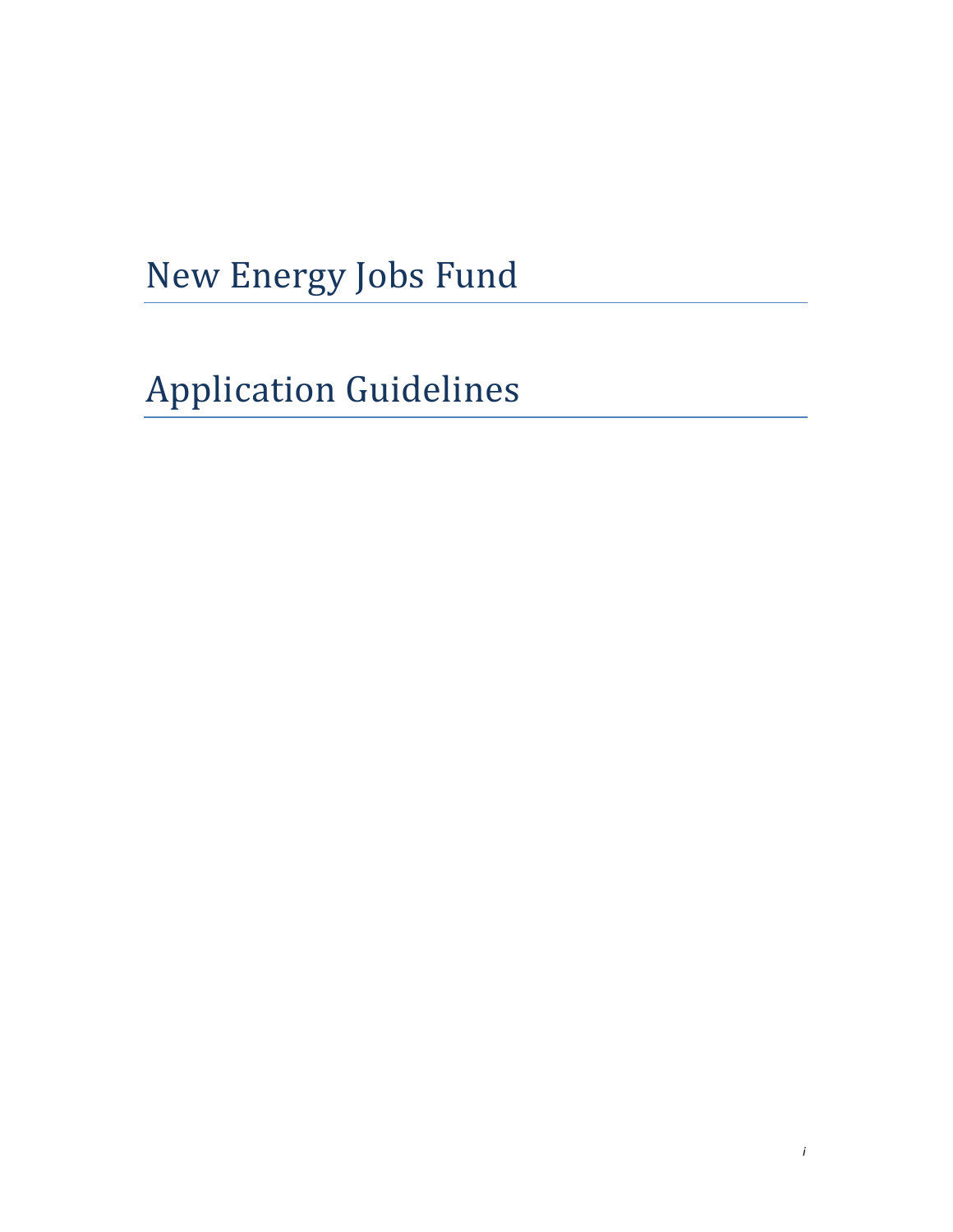# New Energy Jobs Fund

# Application Guidelines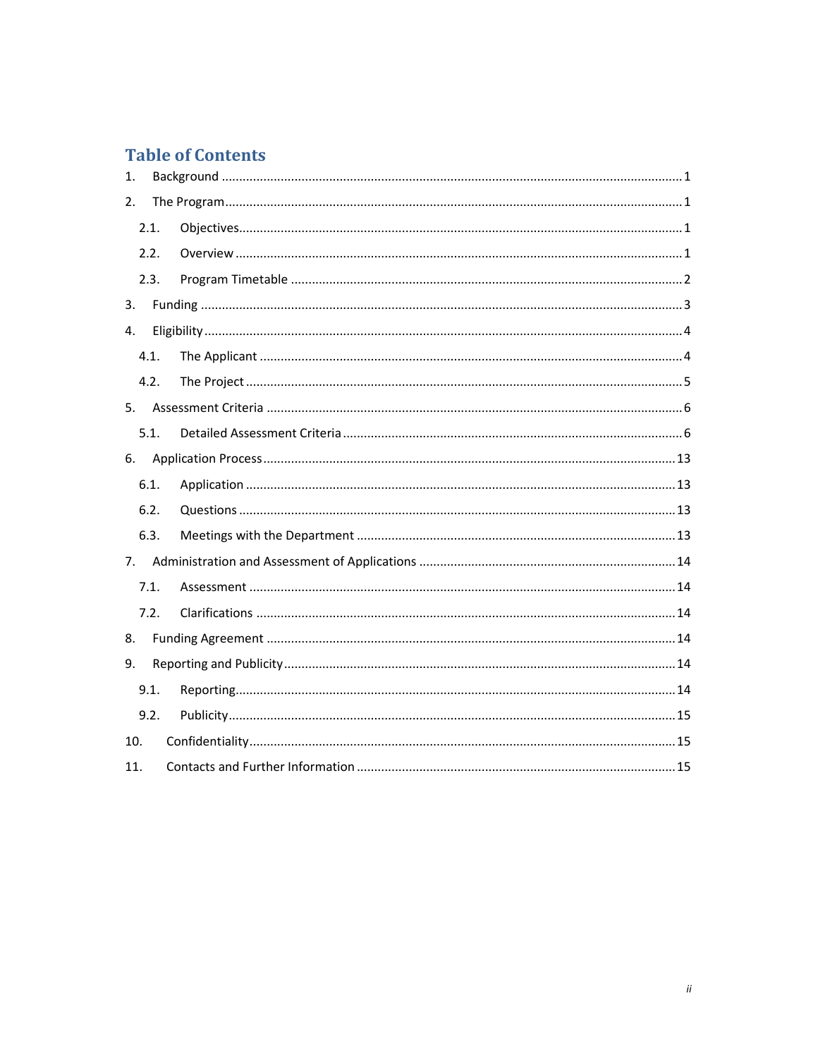## Table of Contents

1. Background .......... 1
2. The Program .......... 1
   - 2.1. Objectives .......... 1
   - 2.2. Overview .......... 1
   - 2.3. Program Timetable .......... 2
3. Funding .......... 3
4. Eligibility .......... 4
   - 4.1. The Applicant .......... 4
   - 4.2. The Project .......... 5
5. Assessment Criteria .......... 6
   - 5.1. Detailed Assessment Criteria .......... 6
6. Application Process .......... 13
   - 6.1. Application .......... 13
   - 6.2. Questions .......... 13
   - 6.3. Meetings with the Department .......... 13
7. Administration and Assessment of Applications .......... 14
   - 7.1. Assessment .......... 14
   - 7.2. Clarifications .......... 14
8. Funding Agreement .......... 14
9. Reporting and Publicity .......... 14
   - 9.1. Reporting .......... 14
   - 9.2. Publicity .......... 15
10. Confidentiality .......... 15
11. Contacts and Further Information .......... 15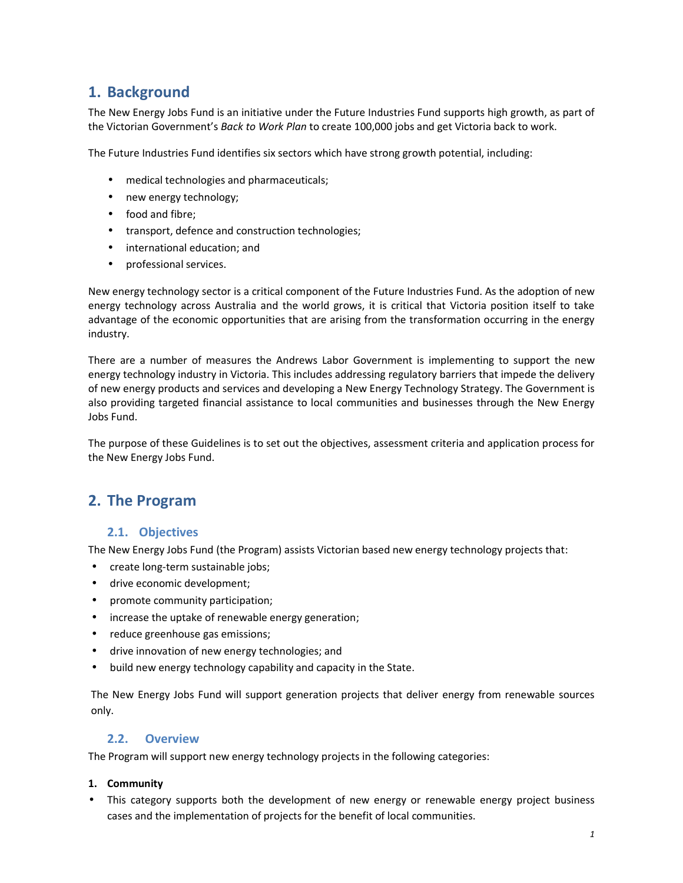# 1. Background

The New Energy Jobs Fund is an initiative under the Future Industries Fund supports high growth, as part of the Victorian Government's *Back to Work Plan* to create 100,000 jobs and get Victoria back to work.

The Future Industries Fund identifies six sectors which have strong growth potential, including:

- medical technologies and pharmaceuticals;
- new energy technology;
- food and fibre;
- transport, defence and construction technologies;
- international education; and
- professional services.

New energy technology sector is a critical component of the Future Industries Fund. As the adoption of new energy technology across Australia and the world grows, it is critical that Victoria position itself to take advantage of the economic opportunities that are arising from the transformation occurring in the energy industry.

There are a number of measures the Andrews Labor Government is implementing to support the new energy technology industry in Victoria. This includes addressing regulatory barriers that impede the delivery of new energy products and services and developing a New Energy Technology Strategy. The Government is also providing targeted financial assistance to local communities and businesses through the New Energy Jobs Fund.

The purpose of these Guidelines is to set out the objectives, assessment criteria and application process for the New Energy Jobs Fund.

# 2. The Program

## 2.1. Objectives

The New Energy Jobs Fund (the Program) assists Victorian based new energy technology projects that:

- create long-term sustainable jobs;
- drive economic development;
- promote community participation;
- increase the uptake of renewable energy generation;
- reduce greenhouse gas emissions;
- drive innovation of new energy technologies; and
- build new energy technology capability and capacity in the State.

The New Energy Jobs Fund will support generation projects that deliver energy from renewable sources only.

## 2.2. Overview

The Program will support new energy technology projects in the following categories:

**1. Community**

- This category supports both the development of new energy or renewable energy project business cases and the implementation of projects for the benefit of local communities.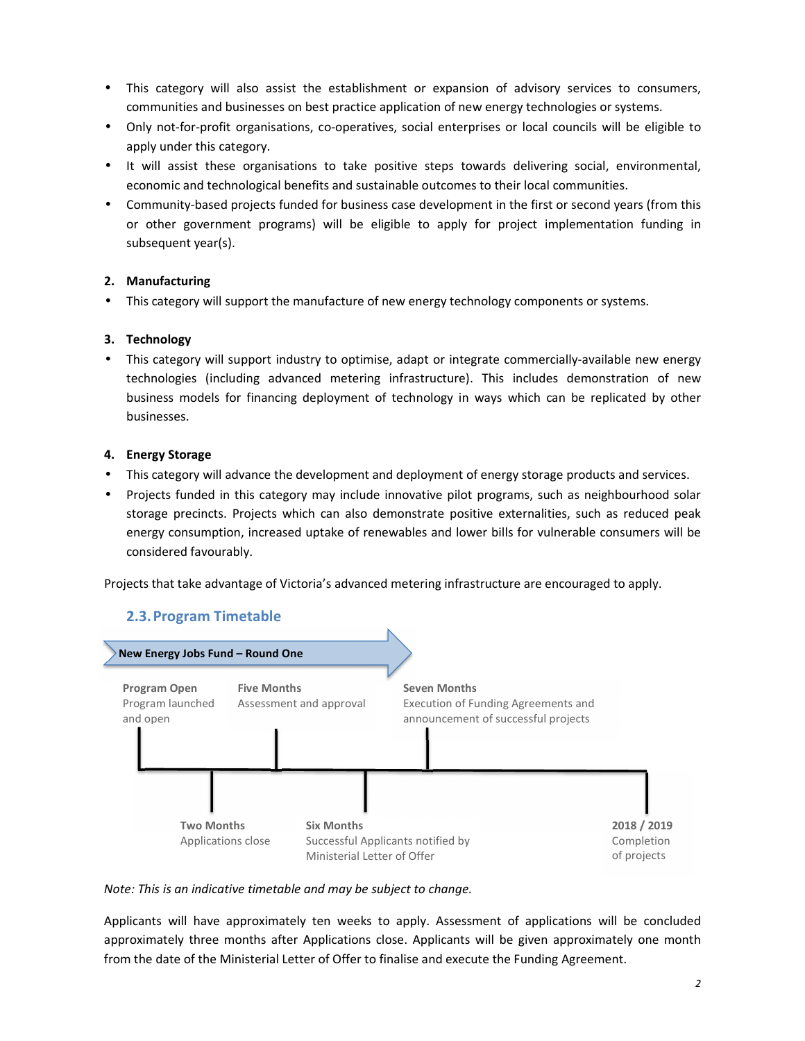- This category will also assist the establishment or expansion of advisory services to consumers, communities and businesses on best practice application of new energy technologies or systems.
- Only not-for-profit organisations, co-operatives, social enterprises or local councils will be eligible to apply under this category.
- It will assist these organisations to take positive steps towards delivering social, environmental, economic and technological benefits and sustainable outcomes to their local communities.
- Community-based projects funded for business case development in the first or second years (from this or other government programs) will be eligible to apply for project implementation funding in subsequent year(s).

**2. Manufacturing**

- This category will support the manufacture of new energy technology components or systems.

**3. Technology**

- This category will support industry to optimise, adapt or integrate commercially-available new energy technologies (including advanced metering infrastructure). This includes demonstration of new business models for financing deployment of technology in ways which can be replicated by other businesses.

**4. Energy Storage**

- This category will advance the development and deployment of energy storage products and services.
- Projects funded in this category may include innovative pilot programs, such as neighbourhood solar storage precincts. Projects which can also demonstrate positive externalities, such as reduced peak energy consumption, increased uptake of renewables and lower bills for vulnerable consumers will be considered favourably.

Projects that take advantage of Victoria's advanced metering infrastructure are encouraged to apply.

## 2.3. Program Timetable

**New Energy Jobs Fund – Round One**

- **Program Open** – Program launched and open
- **Two Months** – Applications close
- **Five Months** – Assessment and approval
- **Six Months** – Successful Applicants notified by Ministerial Letter of Offer
- **Seven Months** – Execution of Funding Agreements and announcement of successful projects
- **2018 / 2019** – Completion of projects

*Note: This is an indicative timetable and may be subject to change.*

Applicants will have approximately ten weeks to apply. Assessment of applications will be concluded approximately three months after Applications close. Applicants will be given approximately one month from the date of the Ministerial Letter of Offer to finalise and execute the Funding Agreement.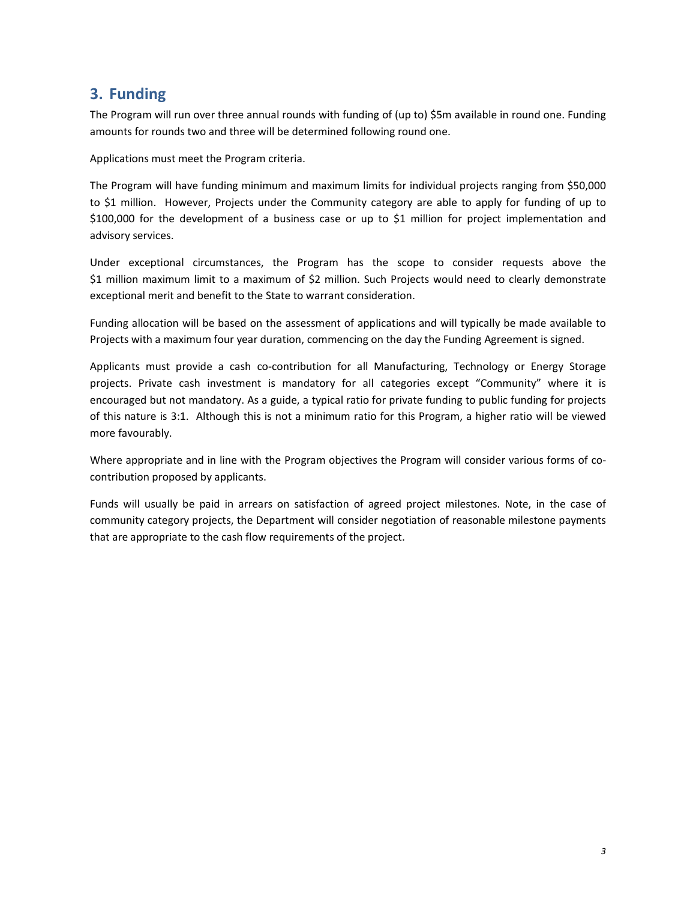## 3. Funding

The Program will run over three annual rounds with funding of (up to) $5m available in round one. Funding amounts for rounds two and three will be determined following round one.

Applications must meet the Program criteria.

The Program will have funding minimum and maximum limits for individual projects ranging from $50,000 to $1 million. However, Projects under the Community category are able to apply for funding of up to $100,000 for the development of a business case or up to $1 million for project implementation and advisory services.

Under exceptional circumstances, the Program has the scope to consider requests above the $1 million maximum limit to a maximum of $2 million. Such Projects would need to clearly demonstrate exceptional merit and benefit to the State to warrant consideration.

Funding allocation will be based on the assessment of applications and will typically be made available to Projects with a maximum four year duration, commencing on the day the Funding Agreement is signed.

Applicants must provide a cash co-contribution for all Manufacturing, Technology or Energy Storage projects. Private cash investment is mandatory for all categories except "Community" where it is encouraged but not mandatory. As a guide, a typical ratio for private funding to public funding for projects of this nature is 3:1. Although this is not a minimum ratio for this Program, a higher ratio will be viewed more favourably.

Where appropriate and in line with the Program objectives the Program will consider various forms of co-contribution proposed by applicants.

Funds will usually be paid in arrears on satisfaction of agreed project milestones. Note, in the case of community category projects, the Department will consider negotiation of reasonable milestone payments that are appropriate to the cash flow requirements of the project.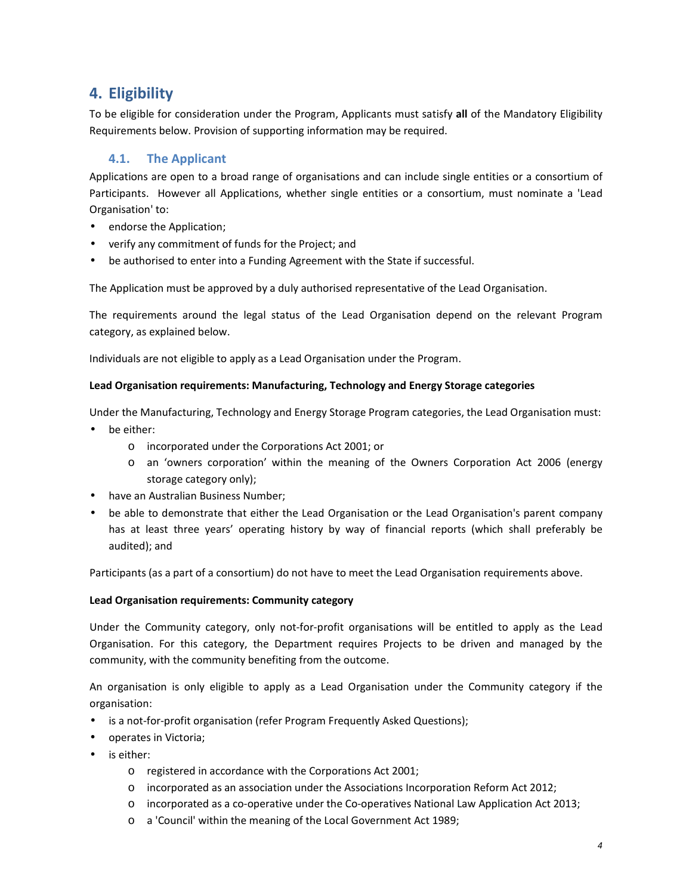## 4. Eligibility

To be eligible for consideration under the Program, Applicants must satisfy **all** of the Mandatory Eligibility Requirements below. Provision of supporting information may be required.

### 4.1. The Applicant

Applications are open to a broad range of organisations and can include single entities or a consortium of Participants. However all Applications, whether single entities or a consortium, must nominate a 'Lead Organisation' to:

- endorse the Application;
- verify any commitment of funds for the Project; and
- be authorised to enter into a Funding Agreement with the State if successful.

The Application must be approved by a duly authorised representative of the Lead Organisation.

The requirements around the legal status of the Lead Organisation depend on the relevant Program category, as explained below.

Individuals are not eligible to apply as a Lead Organisation under the Program.

**Lead Organisation requirements: Manufacturing, Technology and Energy Storage categories**

Under the Manufacturing, Technology and Energy Storage Program categories, the Lead Organisation must:

- be either:
  - incorporated under the Corporations Act 2001; or
  - an 'owners corporation' within the meaning of the Owners Corporation Act 2006 (energy storage category only);
- have an Australian Business Number;
- be able to demonstrate that either the Lead Organisation or the Lead Organisation's parent company has at least three years' operating history by way of financial reports (which shall preferably be audited); and

Participants (as a part of a consortium) do not have to meet the Lead Organisation requirements above.

**Lead Organisation requirements: Community category**

Under the Community category, only not-for-profit organisations will be entitled to apply as the Lead Organisation. For this category, the Department requires Projects to be driven and managed by the community, with the community benefiting from the outcome.

An organisation is only eligible to apply as a Lead Organisation under the Community category if the organisation:

- is a not-for-profit organisation (refer Program Frequently Asked Questions);
- operates in Victoria;
- is either:
  - registered in accordance with the Corporations Act 2001;
  - incorporated as an association under the Associations Incorporation Reform Act 2012;
  - incorporated as a co-operative under the Co-operatives National Law Application Act 2013;
  - a 'Council' within the meaning of the Local Government Act 1989;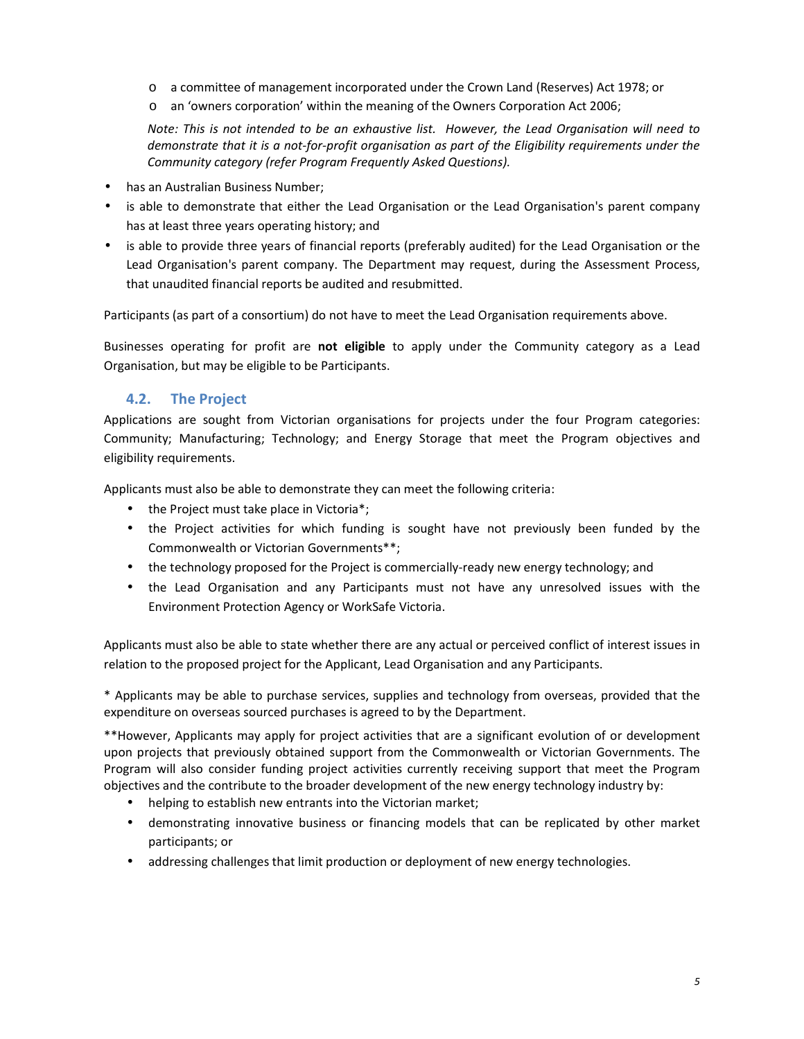- a committee of management incorporated under the Crown Land (Reserves) Act 1978; or
  - an 'owners corporation' within the meaning of the Owners Corporation Act 2006;

  *Note: This is not intended to be an exhaustive list. However, the Lead Organisation will need to demonstrate that it is a not-for-profit organisation as part of the Eligibility requirements under the Community category (refer Program Frequently Asked Questions).*

- has an Australian Business Number;
- is able to demonstrate that either the Lead Organisation or the Lead Organisation's parent company has at least three years operating history; and
- is able to provide three years of financial reports (preferably audited) for the Lead Organisation or the Lead Organisation's parent company. The Department may request, during the Assessment Process, that unaudited financial reports be audited and resubmitted.

Participants (as part of a consortium) do not have to meet the Lead Organisation requirements above.

Businesses operating for profit are **not eligible** to apply under the Community category as a Lead Organisation, but may be eligible to be Participants.

### 4.2. The Project

Applications are sought from Victorian organisations for projects under the four Program categories: Community; Manufacturing; Technology; and Energy Storage that meet the Program objectives and eligibility requirements.

Applicants must also be able to demonstrate they can meet the following criteria:

- the Project must take place in Victoria*;
- the Project activities for which funding is sought have not previously been funded by the Commonwealth or Victorian Governments**;
- the technology proposed for the Project is commercially-ready new energy technology; and
- the Lead Organisation and any Participants must not have any unresolved issues with the Environment Protection Agency or WorkSafe Victoria.

Applicants must also be able to state whether there are any actual or perceived conflict of interest issues in relation to the proposed project for the Applicant, Lead Organisation and any Participants.

* Applicants may be able to purchase services, supplies and technology from overseas, provided that the expenditure on overseas sourced purchases is agreed to by the Department.

**However, Applicants may apply for project activities that are a significant evolution of or development upon projects that previously obtained support from the Commonwealth or Victorian Governments. The Program will also consider funding project activities currently receiving support that meet the Program objectives and the contribute to the broader development of the new energy technology industry by:

- helping to establish new entrants into the Victorian market;
- demonstrating innovative business or financing models that can be replicated by other market participants; or
- addressing challenges that limit production or deployment of new energy technologies.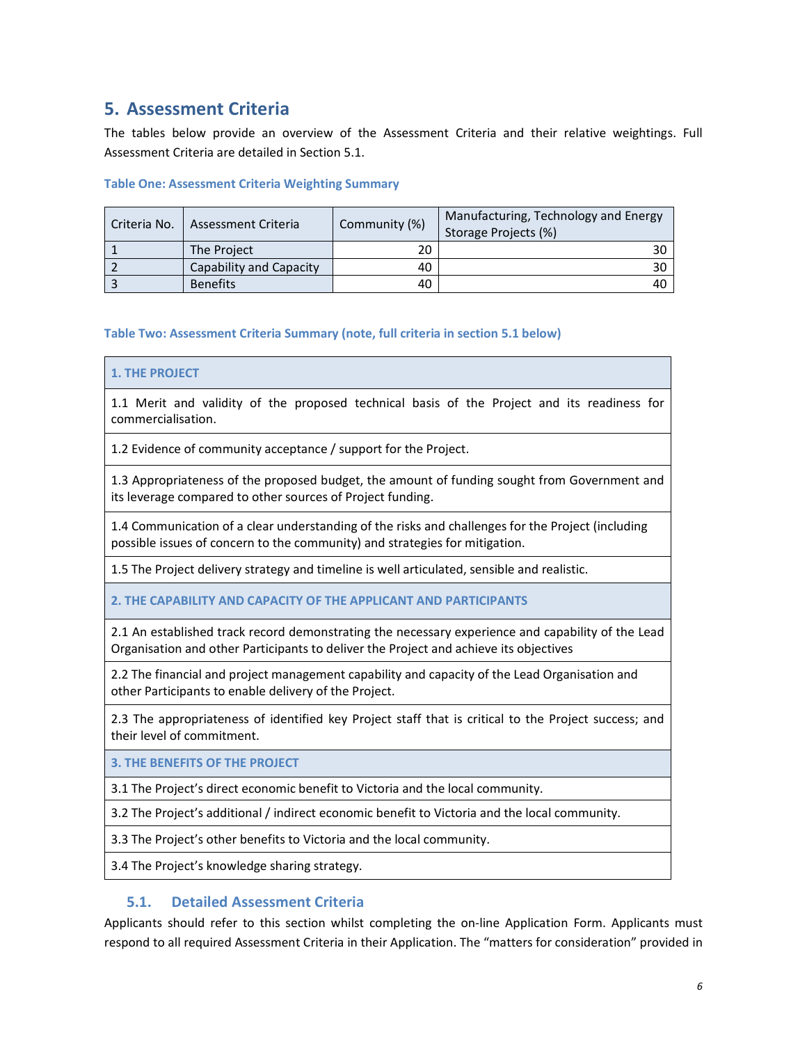## 5. Assessment Criteria

The tables below provide an overview of the Assessment Criteria and their relative weightings. Full Assessment Criteria are detailed in Section 5.1.

### Table One: Assessment Criteria Weighting Summary

| Criteria No. | Assessment Criteria | Community (%) | Manufacturing, Technology and Energy Storage Projects (%) |
|---|---|---|---|
| 1 | The Project | 20 | 30 |
| 2 | Capability and Capacity | 40 | 30 |
| 3 | Benefits | 40 | 40 |

### Table Two: Assessment Criteria Summary (note, full criteria in section 5.1 below)

| **1. THE PROJECT** |
|---|
| 1.1 Merit and validity of the proposed technical basis of the Project and its readiness for commercialisation. |
| 1.2 Evidence of community acceptance / support for the Project. |
| 1.3 Appropriateness of the proposed budget, the amount of funding sought from Government and its leverage compared to other sources of Project funding. |
| 1.4 Communication of a clear understanding of the risks and challenges for the Project (including possible issues of concern to the community) and strategies for mitigation. |
| 1.5 The Project delivery strategy and timeline is well articulated, sensible and realistic. |
| **2. THE CAPABILITY AND CAPACITY OF THE APPLICANT AND PARTICIPANTS** |
| 2.1 An established track record demonstrating the necessary experience and capability of the Lead Organisation and other Participants to deliver the Project and achieve its objectives |
| 2.2 The financial and project management capability and capacity of the Lead Organisation and other Participants to enable delivery of the Project. |
| 2.3 The appropriateness of identified key Project staff that is critical to the Project success; and their level of commitment. |
| **3. THE BENEFITS OF THE PROJECT** |
| 3.1 The Project's direct economic benefit to Victoria and the local community. |
| 3.2 The Project's additional / indirect economic benefit to Victoria and the local community. |
| 3.3 The Project's other benefits to Victoria and the local community. |
| 3.4 The Project's knowledge sharing strategy. |

### 5.1. Detailed Assessment Criteria

Applicants should refer to this section whilst completing the on-line Application Form. Applicants must respond to all required Assessment Criteria in their Application. The "matters for consideration" provided in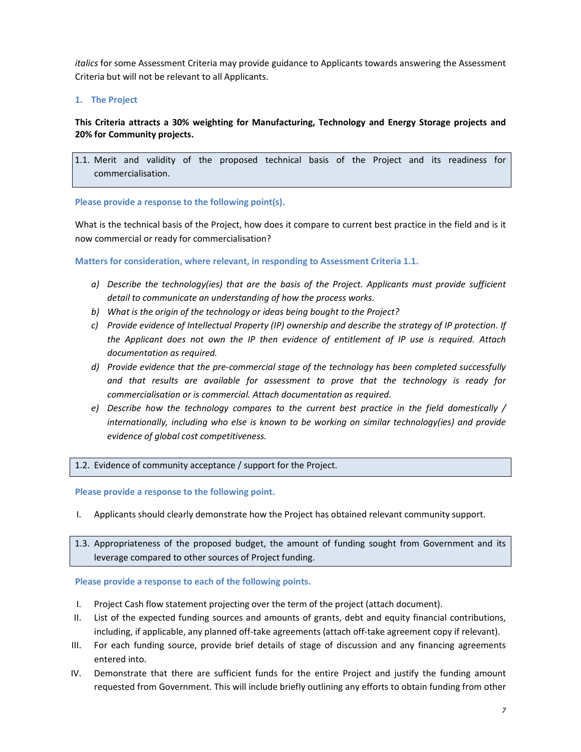*italics* for some Assessment Criteria may provide guidance to Applicants towards answering the Assessment Criteria but will not be relevant to all Applicants.

## 1. The Project

**This Criteria attracts a 30% weighting for Manufacturing, Technology and Energy Storage projects and 20% for Community projects.**

### 1.1. Merit and validity of the proposed technical basis of the Project and its readiness for commercialisation.

**Please provide a response to the following point(s).**

What is the technical basis of the Project, how does it compare to current best practice in the field and is it now commercial or ready for commercialisation?

**Matters for consideration, where relevant, in responding to Assessment Criteria 1.1.**

a) *Describe the technology(ies) that are the basis of the Project. Applicants must provide sufficient detail to communicate an understanding of how the process works.*
b) *What is the origin of the technology or ideas being bought to the Project?*
c) *Provide evidence of Intellectual Property (IP) ownership and describe the strategy of IP protection. If the Applicant does not own the IP then evidence of entitlement of IP use is required. Attach documentation as required.*
d) *Provide evidence that the pre-commercial stage of the technology has been completed successfully and that results are available for assessment to prove that the technology is ready for commercialisation or is commercial. Attach documentation as required.*
e) *Describe how the technology compares to the current best practice in the field domestically / internationally, including who else is known to be working on similar technology(ies) and provide evidence of global cost competitiveness.*

### 1.2. Evidence of community acceptance / support for the Project.

**Please provide a response to the following point.**

I. Applicants should clearly demonstrate how the Project has obtained relevant community support.

### 1.3. Appropriateness of the proposed budget, the amount of funding sought from Government and its leverage compared to other sources of Project funding.

**Please provide a response to each of the following points.**

I. Project Cash flow statement projecting over the term of the project (attach document).
II. List of the expected funding sources and amounts of grants, debt and equity financial contributions, including, if applicable, any planned off-take agreements (attach off-take agreement copy if relevant).
III. For each funding source, provide brief details of stage of discussion and any financing agreements entered into.
IV. Demonstrate that there are sufficient funds for the entire Project and justify the funding amount requested from Government. This will include briefly outlining any efforts to obtain funding from other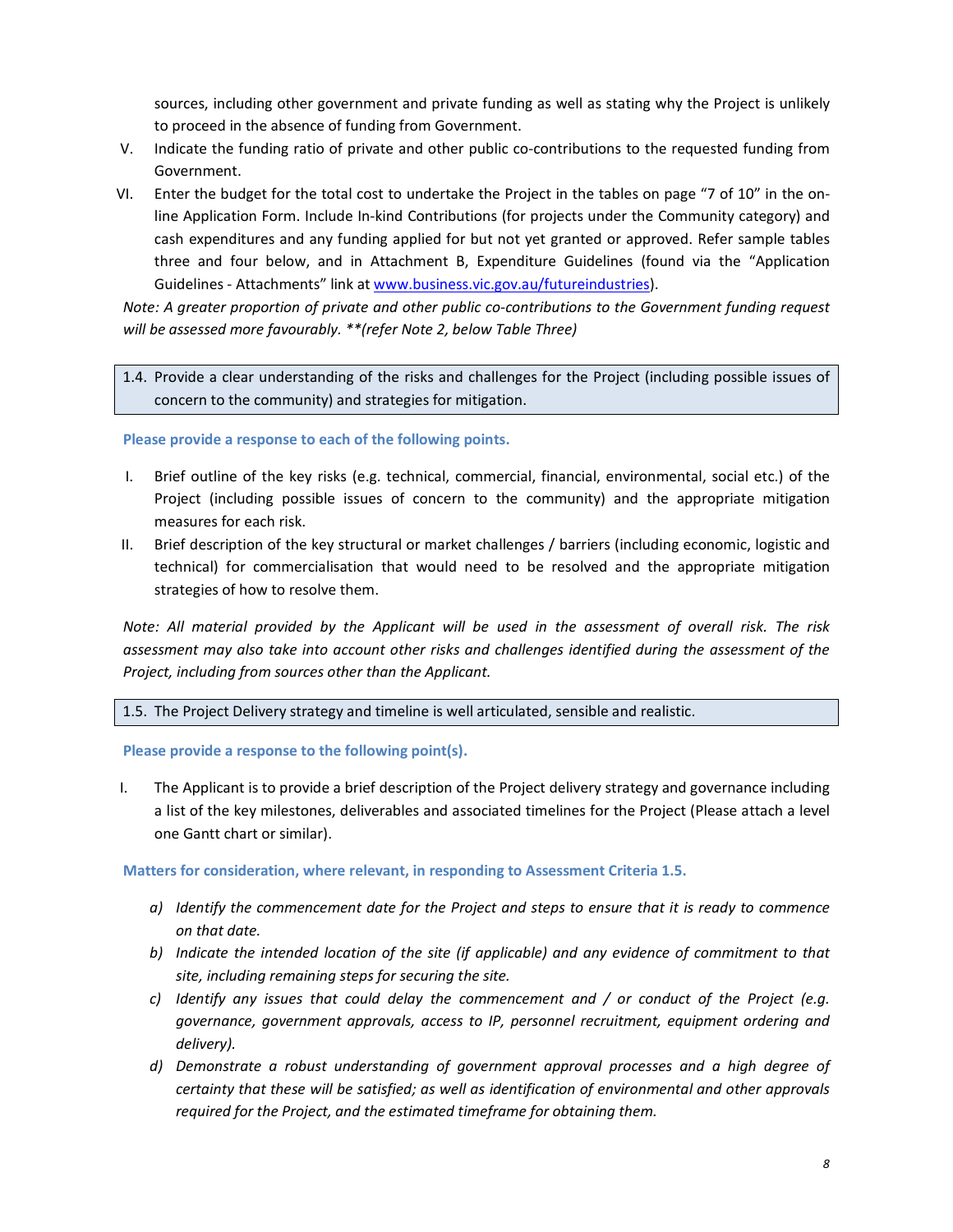sources, including other government and private funding as well as stating why the Project is unlikely to proceed in the absence of funding from Government.

V. Indicate the funding ratio of private and other public co-contributions to the requested funding from Government.

VI. Enter the budget for the total cost to undertake the Project in the tables on page "7 of 10" in the on-line Application Form. Include In-kind Contributions (for projects under the Community category) and cash expenditures and any funding applied for but not yet granted or approved. Refer sample tables three and four below, and in Attachment B, Expenditure Guidelines (found via the "Application Guidelines - Attachments" link at [www.business.vic.gov.au/futureindustries](http://www.business.vic.gov.au/futureindustries)).

*Note: A greater proportion of private and other public co-contributions to the Government funding request will be assessed more favourably. **(refer Note 2, below Table Three)*

| 1.4. Provide a clear understanding of the risks and challenges for the Project (including possible issues of concern to the community) and strategies for mitigation. |
|---|

**Please provide a response to each of the following points.**

I. Brief outline of the key risks (e.g. technical, commercial, financial, environmental, social etc.) of the Project (including possible issues of concern to the community) and the appropriate mitigation measures for each risk.

II. Brief description of the key structural or market challenges / barriers (including economic, logistic and technical) for commercialisation that would need to be resolved and the appropriate mitigation strategies of how to resolve them.

*Note: All material provided by the Applicant will be used in the assessment of overall risk. The risk assessment may also take into account other risks and challenges identified during the assessment of the Project, including from sources other than the Applicant.*

| 1.5. The Project Delivery strategy and timeline is well articulated, sensible and realistic. |
|---|

**Please provide a response to the following point(s).**

I. The Applicant is to provide a brief description of the Project delivery strategy and governance including a list of the key milestones, deliverables and associated timelines for the Project (Please attach a level one Gantt chart or similar).

**Matters for consideration, where relevant, in responding to Assessment Criteria 1.5.**

a) *Identify the commencement date for the Project and steps to ensure that it is ready to commence on that date.*
b) *Indicate the intended location of the site (if applicable) and any evidence of commitment to that site, including remaining steps for securing the site.*
c) *Identify any issues that could delay the commencement and / or conduct of the Project (e.g. governance, government approvals, access to IP, personnel recruitment, equipment ordering and delivery).*
d) *Demonstrate a robust understanding of government approval processes and a high degree of certainty that these will be satisfied; as well as identification of environmental and other approvals required for the Project, and the estimated timeframe for obtaining them.*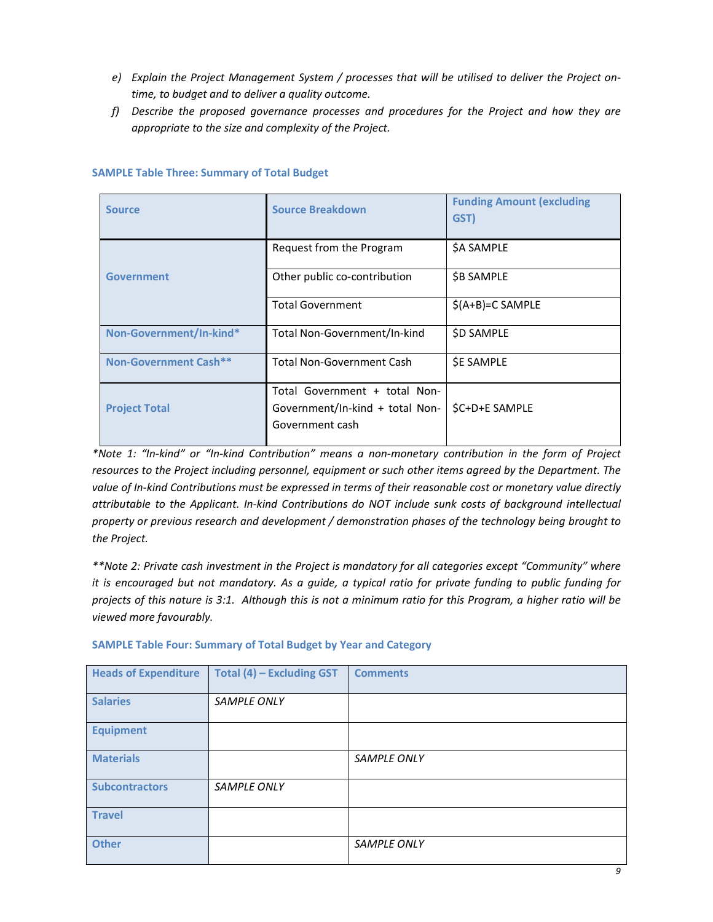e) *Explain the Project Management System / processes that will be utilised to deliver the Project on-time, to budget and to deliver a quality outcome.*

f) *Describe the proposed governance processes and procedures for the Project and how they are appropriate to the size and complexity of the Project.*

**SAMPLE Table Three: Summary of Total Budget**

| Source | Source Breakdown | Funding Amount (excluding GST) |
|---|---|---|
| Government | Request from the Program | $A SAMPLE |
| | Other public co-contribution | $B SAMPLE |
| | Total Government | $(A+B)=C SAMPLE |
| Non-Government/In-kind* | Total Non-Government/In-kind | $D SAMPLE |
| Non-Government Cash** | Total Non-Government Cash | $E SAMPLE |
| Project Total | Total Government + total Non-Government/In-kind + total Non-Government cash | $C+D+E SAMPLE |

*\*Note 1: "In-kind" or "In-kind Contribution" means a non-monetary contribution in the form of Project resources to the Project including personnel, equipment or such other items agreed by the Department. The value of In-kind Contributions must be expressed in terms of their reasonable cost or monetary value directly attributable to the Applicant. In-kind Contributions do NOT include sunk costs of background intellectual property or previous research and development / demonstration phases of the technology being brought to the Project.*

*\*\*Note 2: Private cash investment in the Project is mandatory for all categories except "Community" where it is encouraged but not mandatory. As a guide, a typical ratio for private funding to public funding for projects of this nature is 3:1. Although this is not a minimum ratio for this Program, a higher ratio will be viewed more favourably.*

**SAMPLE Table Four: Summary of Total Budget by Year and Category**

| Heads of Expenditure | Total (4) – Excluding GST | Comments |
|---|---|---|
| Salaries | *SAMPLE ONLY* | |
| Equipment | | |
| Materials | | *SAMPLE ONLY* |
| Subcontractors | *SAMPLE ONLY* | |
| Travel | | |
| Other | | *SAMPLE ONLY* |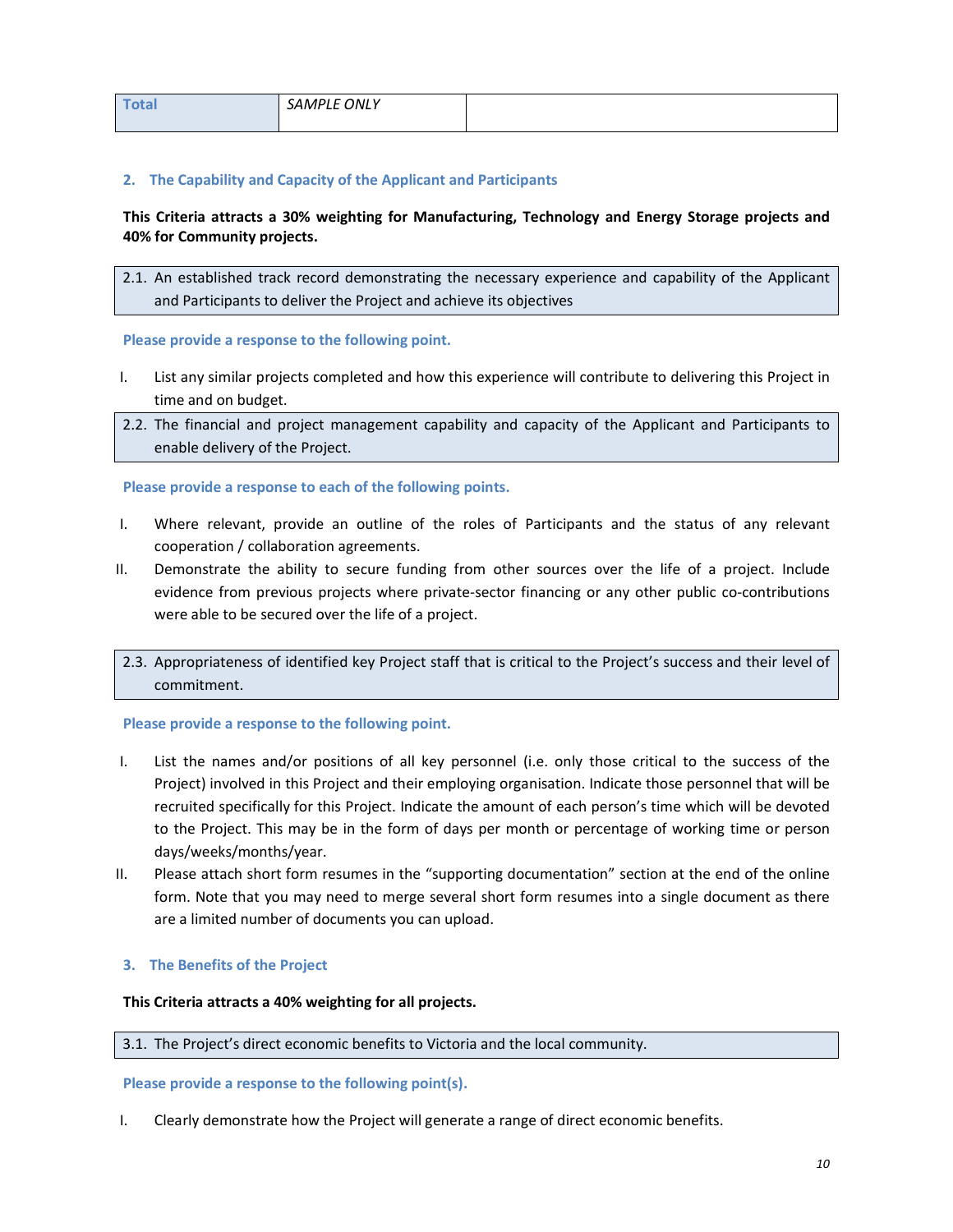| Total | *SAMPLE ONLY* | |
|---|---|---|

## 2. The Capability and Capacity of the Applicant and Participants

**This Criteria attracts a 30% weighting for Manufacturing, Technology and Energy Storage projects and 40% for Community projects.**

| 2.1. An established track record demonstrating the necessary experience and capability of the Applicant and Participants to deliver the Project and achieve its objectives |
|---|

**Please provide a response to the following point.**

I. List any similar projects completed and how this experience will contribute to delivering this Project in time and on budget.

| 2.2. The financial and project management capability and capacity of the Applicant and Participants to enable delivery of the Project. |
|---|

**Please provide a response to each of the following points.**

I. Where relevant, provide an outline of the roles of Participants and the status of any relevant cooperation / collaboration agreements.

II. Demonstrate the ability to secure funding from other sources over the life of a project. Include evidence from previous projects where private-sector financing or any other public co-contributions were able to be secured over the life of a project.

| 2.3. Appropriateness of identified key Project staff that is critical to the Project's success and their level of commitment. |
|---|

**Please provide a response to the following point.**

I. List the names and/or positions of all key personnel (i.e. only those critical to the success of the Project) involved in this Project and their employing organisation. Indicate those personnel that will be recruited specifically for this Project. Indicate the amount of each person's time which will be devoted to the Project. This may be in the form of days per month or percentage of working time or person days/weeks/months/year.

II. Please attach short form resumes in the "supporting documentation" section at the end of the online form. Note that you may need to merge several short form resumes into a single document as there are a limited number of documents you can upload.

## 3. The Benefits of the Project

**This Criteria attracts a 40% weighting for all projects.**

| 3.1. The Project's direct economic benefits to Victoria and the local community. |
|---|

**Please provide a response to the following point(s).**

I. Clearly demonstrate how the Project will generate a range of direct economic benefits.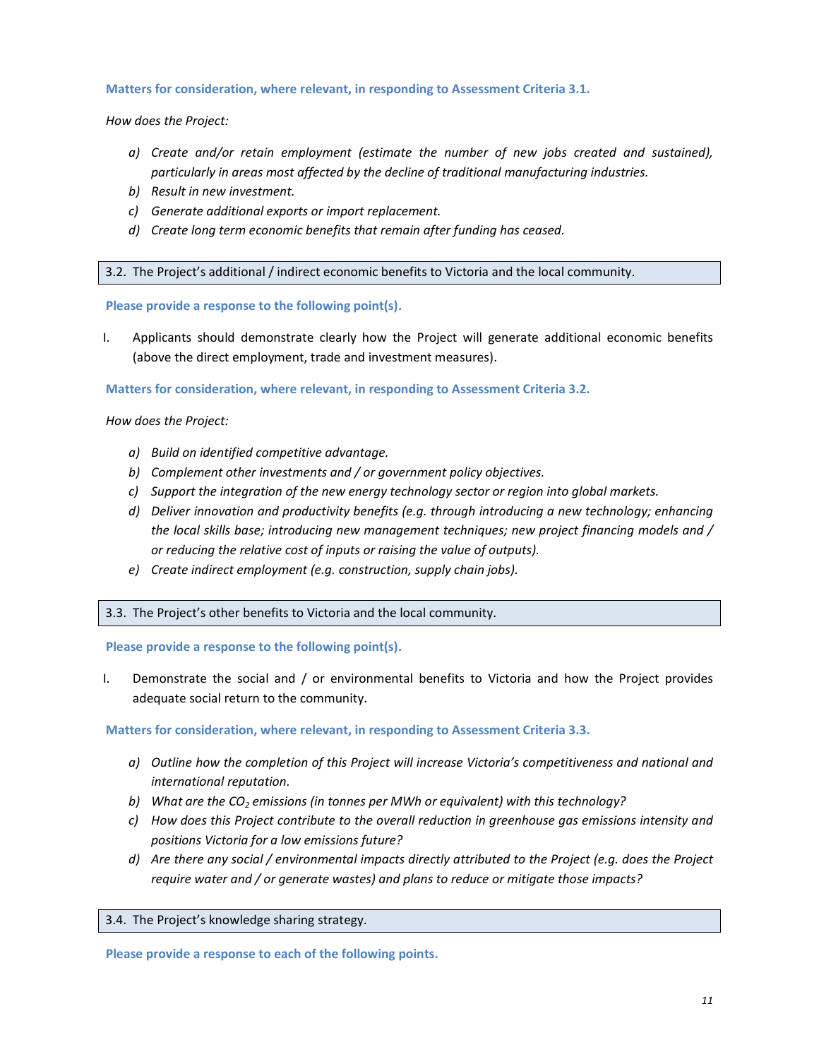**Matters for consideration, where relevant, in responding to Assessment Criteria 3.1.**

*How does the Project:*

a) *Create and/or retain employment (estimate the number of new jobs created and sustained), particularly in areas most affected by the decline of traditional manufacturing industries.*
b) *Result in new investment.*
c) *Generate additional exports or import replacement.*
d) *Create long term economic benefits that remain after funding has ceased.*

| 3.2. The Project's additional / indirect economic benefits to Victoria and the local community. |
|---|

**Please provide a response to the following point(s).**

I. Applicants should demonstrate clearly how the Project will generate additional economic benefits (above the direct employment, trade and investment measures).

**Matters for consideration, where relevant, in responding to Assessment Criteria 3.2.**

*How does the Project:*

a) *Build on identified competitive advantage.*
b) *Complement other investments and / or government policy objectives.*
c) *Support the integration of the new energy technology sector or region into global markets.*
d) *Deliver innovation and productivity benefits (e.g. through introducing a new technology; enhancing the local skills base; introducing new management techniques; new project financing models and / or reducing the relative cost of inputs or raising the value of outputs).*
e) *Create indirect employment (e.g. construction, supply chain jobs).*

| 3.3. The Project's other benefits to Victoria and the local community. |
|---|

**Please provide a response to the following point(s).**

I. Demonstrate the social and / or environmental benefits to Victoria and how the Project provides adequate social return to the community.

**Matters for consideration, where relevant, in responding to Assessment Criteria 3.3.**

a) *Outline how the completion of this Project will increase Victoria's competitiveness and national and international reputation.*
b) *What are the $CO_2$ emissions (in tonnes per MWh or equivalent) with this technology?*
c) *How does this Project contribute to the overall reduction in greenhouse gas emissions intensity and positions Victoria for a low emissions future?*
d) *Are there any social / environmental impacts directly attributed to the Project (e.g. does the Project require water and / or generate wastes) and plans to reduce or mitigate those impacts?*

| 3.4. The Project's knowledge sharing strategy. |
|---|

**Please provide a response to each of the following points.**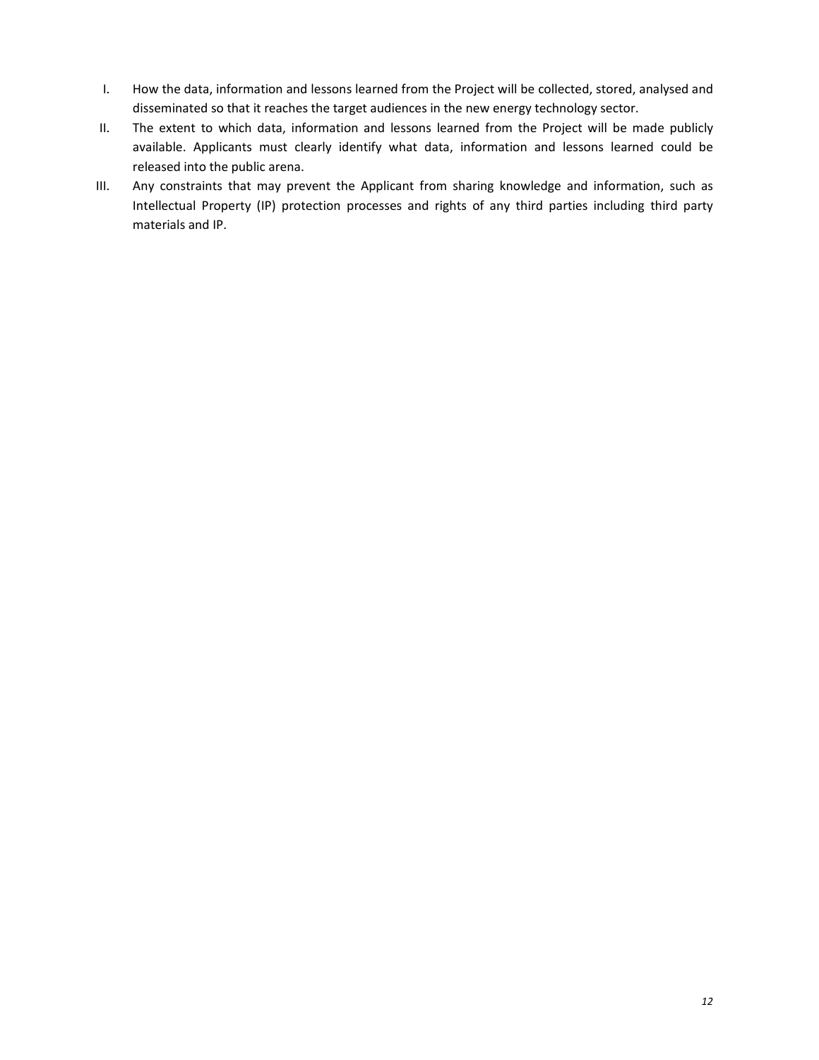I. How the data, information and lessons learned from the Project will be collected, stored, analysed and disseminated so that it reaches the target audiences in the new energy technology sector.

II. The extent to which data, information and lessons learned from the Project will be made publicly available. Applicants must clearly identify what data, information and lessons learned could be released into the public arena.

III. Any constraints that may prevent the Applicant from sharing knowledge and information, such as Intellectual Property (IP) protection processes and rights of any third parties including third party materials and IP.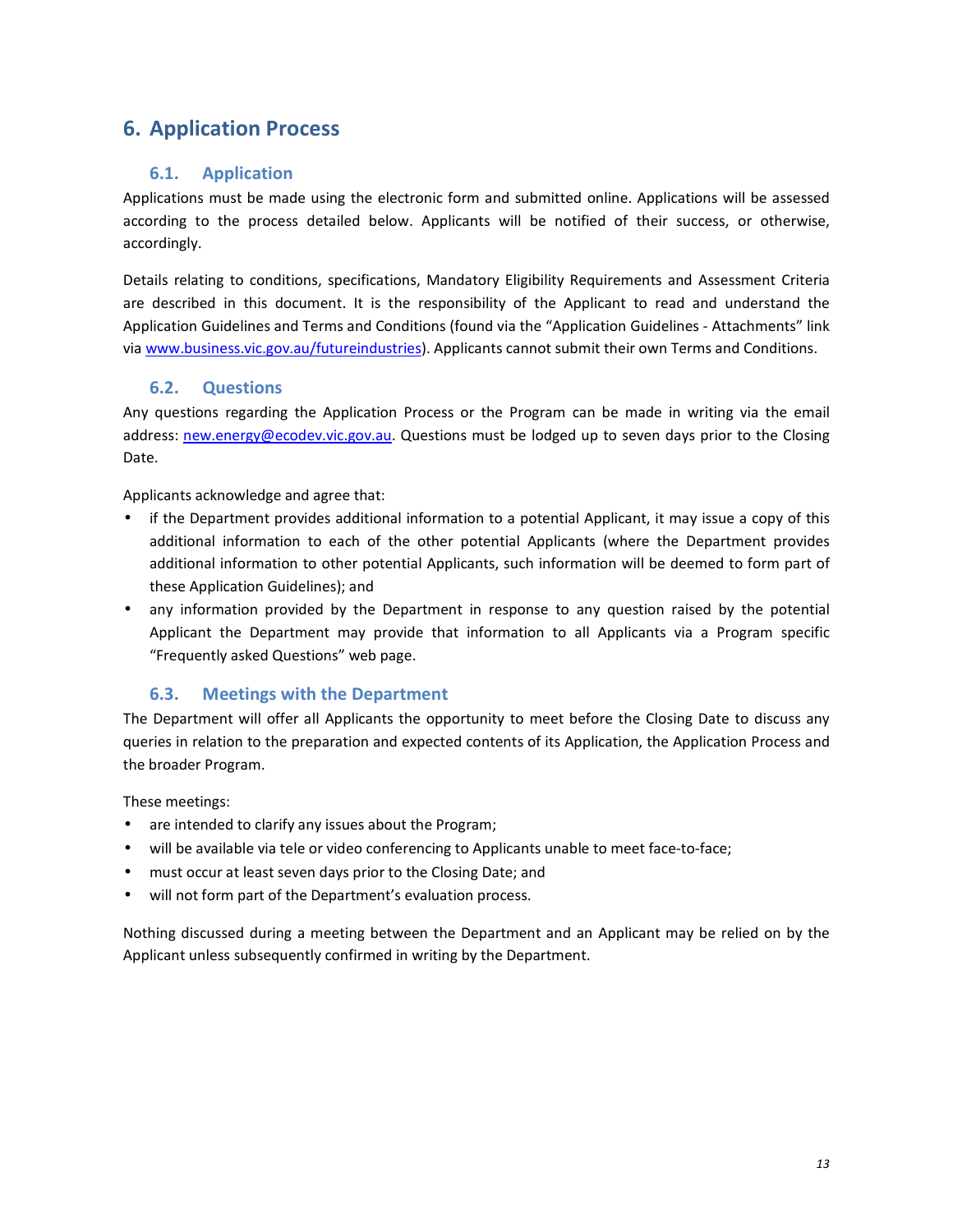# 6. Application Process

## 6.1. Application

Applications must be made using the electronic form and submitted online. Applications will be assessed according to the process detailed below. Applicants will be notified of their success, or otherwise, accordingly.

Details relating to conditions, specifications, Mandatory Eligibility Requirements and Assessment Criteria are described in this document. It is the responsibility of the Applicant to read and understand the Application Guidelines and Terms and Conditions (found via the "Application Guidelines - Attachments" link via [www.business.vic.gov.au/futureindustries](www.business.vic.gov.au/futureindustries)). Applicants cannot submit their own Terms and Conditions.

## 6.2. Questions

Any questions regarding the Application Process or the Program can be made in writing via the email address: [new.energy@ecodev.vic.gov.au](mailto:new.energy@ecodev.vic.gov.au). Questions must be lodged up to seven days prior to the Closing Date.

Applicants acknowledge and agree that:

- if the Department provides additional information to a potential Applicant, it may issue a copy of this additional information to each of the other potential Applicants (where the Department provides additional information to other potential Applicants, such information will be deemed to form part of these Application Guidelines); and
- any information provided by the Department in response to any question raised by the potential Applicant the Department may provide that information to all Applicants via a Program specific "Frequently asked Questions" web page.

## 6.3. Meetings with the Department

The Department will offer all Applicants the opportunity to meet before the Closing Date to discuss any queries in relation to the preparation and expected contents of its Application, the Application Process and the broader Program.

These meetings:

- are intended to clarify any issues about the Program;
- will be available via tele or video conferencing to Applicants unable to meet face-to-face;
- must occur at least seven days prior to the Closing Date; and
- will not form part of the Department's evaluation process.

Nothing discussed during a meeting between the Department and an Applicant may be relied on by the Applicant unless subsequently confirmed in writing by the Department.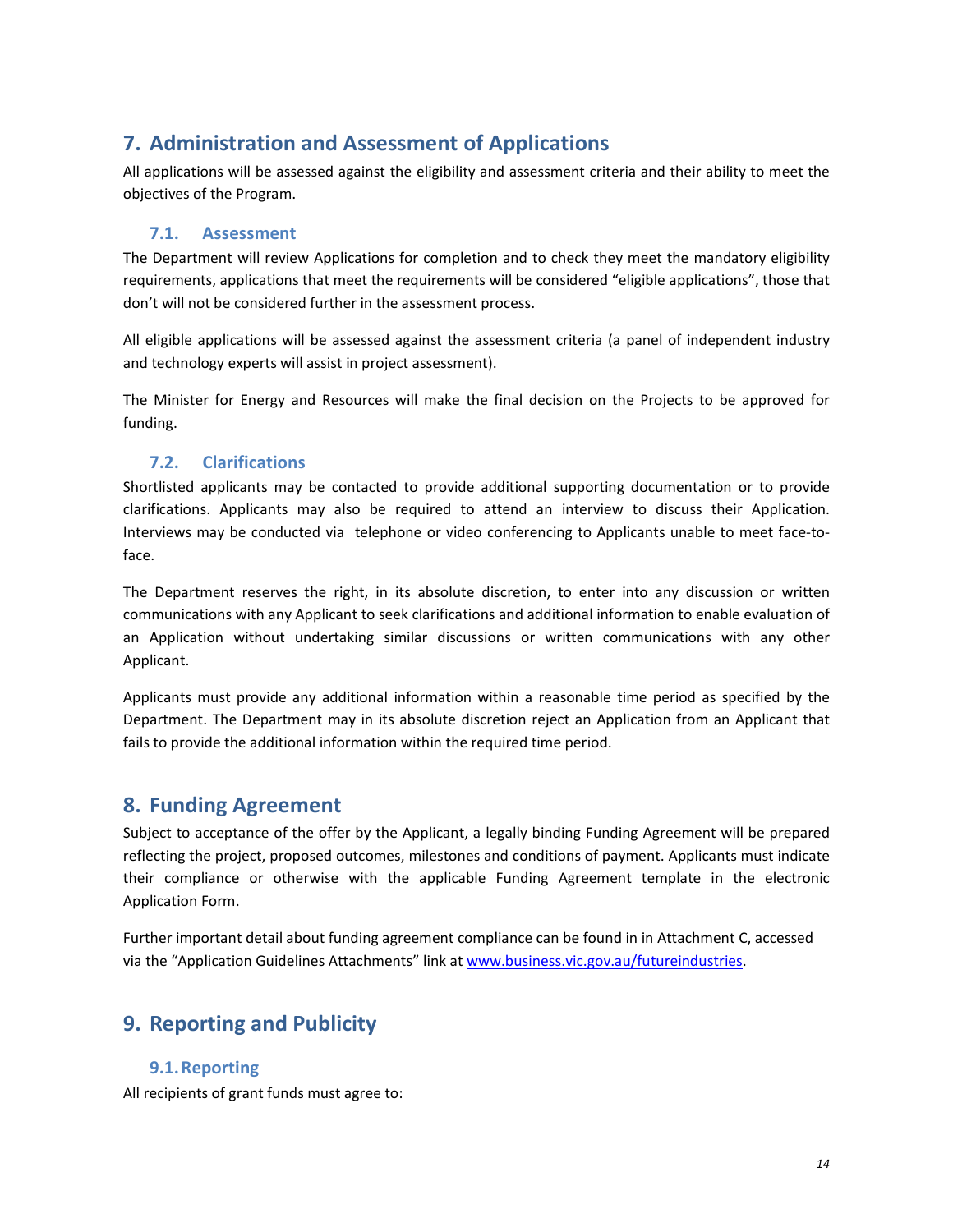# 7. Administration and Assessment of Applications

All applications will be assessed against the eligibility and assessment criteria and their ability to meet the objectives of the Program.

## 7.1. Assessment

The Department will review Applications for completion and to check they meet the mandatory eligibility requirements, applications that meet the requirements will be considered "eligible applications", those that don't will not be considered further in the assessment process.

All eligible applications will be assessed against the assessment criteria (a panel of independent industry and technology experts will assist in project assessment).

The Minister for Energy and Resources will make the final decision on the Projects to be approved for funding.

## 7.2. Clarifications

Shortlisted applicants may be contacted to provide additional supporting documentation or to provide clarifications. Applicants may also be required to attend an interview to discuss their Application. Interviews may be conducted via telephone or video conferencing to Applicants unable to meet face-to-face.

The Department reserves the right, in its absolute discretion, to enter into any discussion or written communications with any Applicant to seek clarifications and additional information to enable evaluation of an Application without undertaking similar discussions or written communications with any other Applicant.

Applicants must provide any additional information within a reasonable time period as specified by the Department. The Department may in its absolute discretion reject an Application from an Applicant that fails to provide the additional information within the required time period.

# 8. Funding Agreement

Subject to acceptance of the offer by the Applicant, a legally binding Funding Agreement will be prepared reflecting the project, proposed outcomes, milestones and conditions of payment. Applicants must indicate their compliance or otherwise with the applicable Funding Agreement template in the electronic Application Form.

Further important detail about funding agreement compliance can be found in in Attachment C, accessed via the "Application Guidelines Attachments" link at [www.business.vic.gov.au/futureindustries](www.business.vic.gov.au/futureindustries).

# 9. Reporting and Publicity

## 9.1. Reporting

All recipients of grant funds must agree to: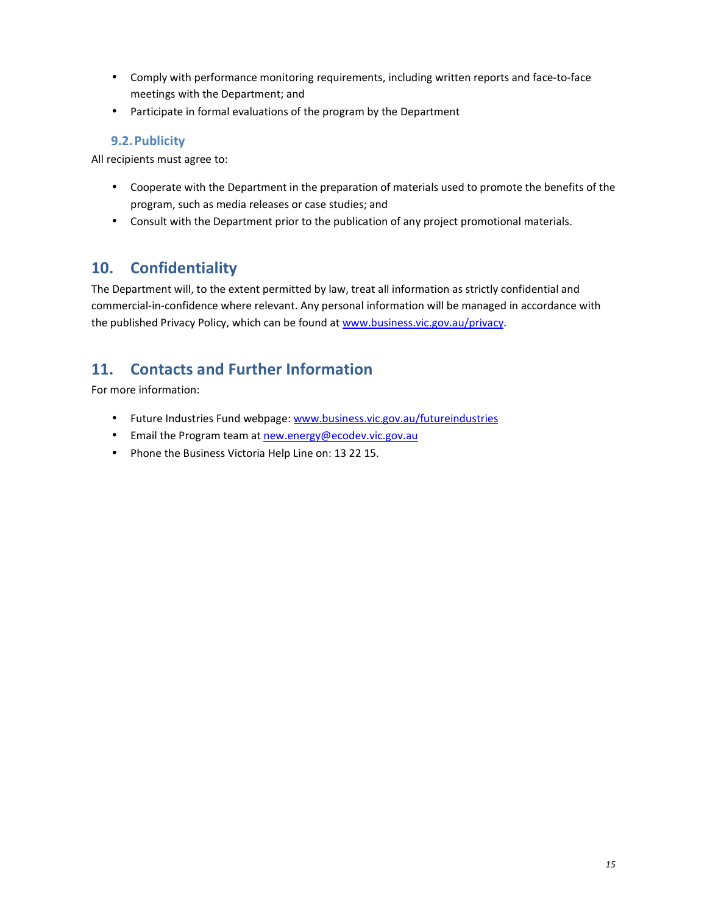- Comply with performance monitoring requirements, including written reports and face-to-face meetings with the Department; and
- Participate in formal evaluations of the program by the Department

### 9.2. Publicity

All recipients must agree to:

- Cooperate with the Department in the preparation of materials used to promote the benefits of the program, such as media releases or case studies; and
- Consult with the Department prior to the publication of any project promotional materials.

## 10. Confidentiality

The Department will, to the extent permitted by law, treat all information as strictly confidential and commercial-in-confidence where relevant. Any personal information will be managed in accordance with the published Privacy Policy, which can be found at www.business.vic.gov.au/privacy.

## 11. Contacts and Further Information

For more information:

- Future Industries Fund webpage: www.business.vic.gov.au/futureindustries
- Email the Program team at new.energy@ecodev.vic.gov.au
- Phone the Business Victoria Help Line on: 13 22 15.